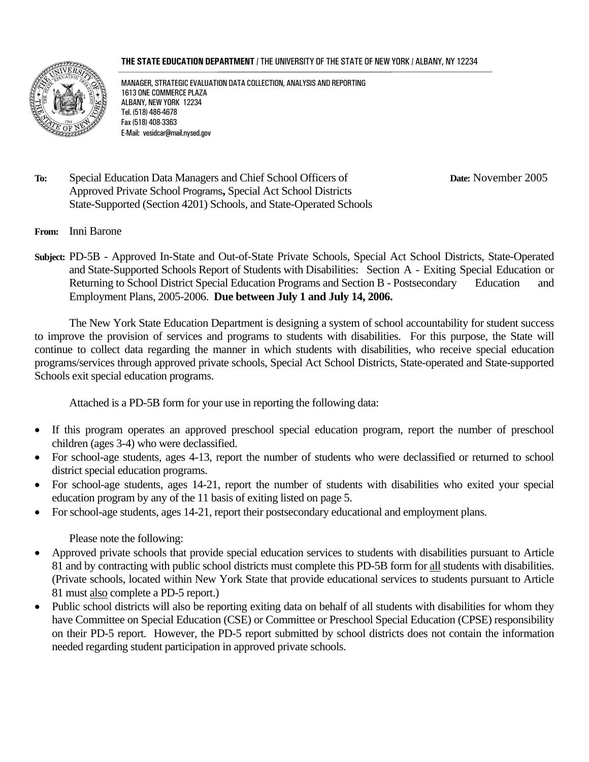**THE STATE EDUCATION DEPARTMENT** / THE UNIVERSITY OF THE STATE OF NEW YORK / ALBANY, NY 12234

MANAGER, STRATEGIC EVALUATION DATA COLLECTION, ANALYSIS AND REPORTING
1613 ONE COMMERCE PLAZA
ALBANY, NEW YORK 12234
Tel. (518) 486-4678
Fax (518) 408-3363
E-Mail: vesidcar@mail.nysed.gov

**To:** Special Education Data Managers and Chief School Officers of Approved Private School Programs**,** Special Act School Districts State-Supported (Section 4201) Schools, and State-Operated Schools

**Date:** November 2005

**From:** Inni Barone

**Subject:** PD-5B - Approved In-State and Out-of-State Private Schools, Special Act School Districts, State-Operated and State-Supported Schools Report of Students with Disabilities: Section A - Exiting Special Education or Returning to School District Special Education Programs and Section B - Postsecondary Education and Employment Plans, 2005-2006. **Due between July 1 and July 14, 2006.**

The New York State Education Department is designing a system of school accountability for student success to improve the provision of services and programs to students with disabilities. For this purpose, the State will continue to collect data regarding the manner in which students with disabilities, who receive special education programs/services through approved private schools, Special Act School Districts, State-operated and State-supported Schools exit special education programs.

Attached is a PD-5B form for your use in reporting the following data:

- If this program operates an approved preschool special education program, report the number of preschool children (ages 3-4) who were declassified.
- For school-age students, ages 4-13, report the number of students who were declassified or returned to school district special education programs.
- For school-age students, ages 14-21, report the number of students with disabilities who exited your special education program by any of the 11 basis of exiting listed on page 5.
- For school-age students, ages 14-21, report their postsecondary educational and employment plans.

Please note the following:

- Approved private schools that provide special education services to students with disabilities pursuant to Article 81 and by contracting with public school districts must complete this PD-5B form for <u>all</u> students with disabilities. (Private schools, located within New York State that provide educational services to students pursuant to Article 81 must <u>also</u> complete a PD-5 report.)
- Public school districts will also be reporting exiting data on behalf of all students with disabilities for whom they have Committee on Special Education (CSE) or Committee or Preschool Special Education (CPSE) responsibility on their PD-5 report. However, the PD-5 report submitted by school districts does not contain the information needed regarding student participation in approved private schools.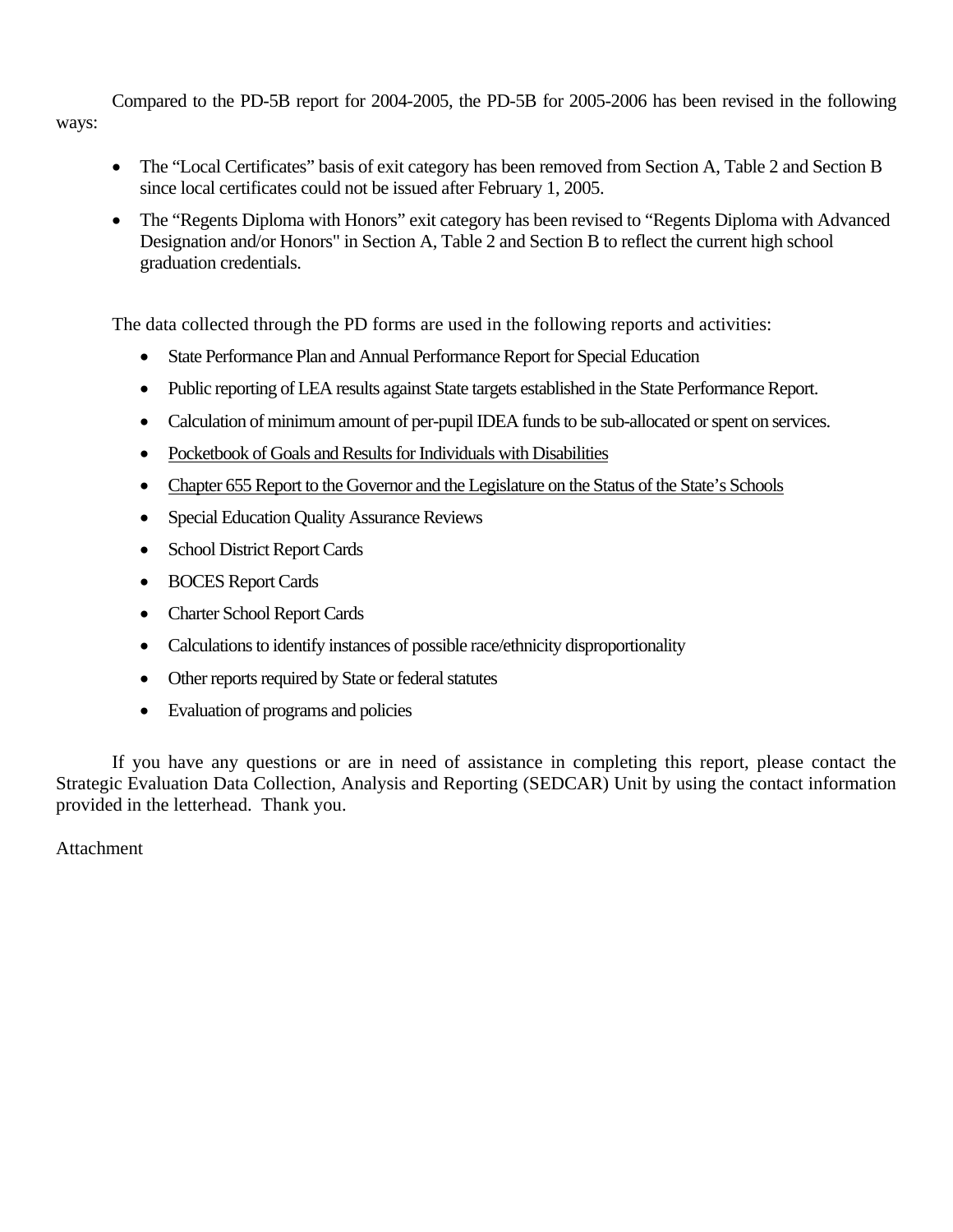Compared to the PD-5B report for 2004-2005, the PD-5B for 2005-2006 has been revised in the following ways:

- The "Local Certificates" basis of exit category has been removed from Section A, Table 2 and Section B since local certificates could not be issued after February 1, 2005.
- The "Regents Diploma with Honors" exit category has been revised to "Regents Diploma with Advanced Designation and/or Honors" in Section A, Table 2 and Section B to reflect the current high school graduation credentials.

The data collected through the PD forms are used in the following reports and activities:

- State Performance Plan and Annual Performance Report for Special Education
- Public reporting of LEA results against State targets established in the State Performance Report.
- Calculation of minimum amount of per-pupil IDEA funds to be sub-allocated or spent on services.
- <u>Pocketbook of Goals and Results for Individuals with Disabilities</u>
- <u>Chapter 655 Report to the Governor and the Legislature on the Status of the State's Schools</u>
- Special Education Quality Assurance Reviews
- School District Report Cards
- BOCES Report Cards
- Charter School Report Cards
- Calculations to identify instances of possible race/ethnicity disproportionality
- Other reports required by State or federal statutes
- Evaluation of programs and policies

If you have any questions or are in need of assistance in completing this report, please contact the Strategic Evaluation Data Collection, Analysis and Reporting (SEDCAR) Unit by using the contact information provided in the letterhead. Thank you.

Attachment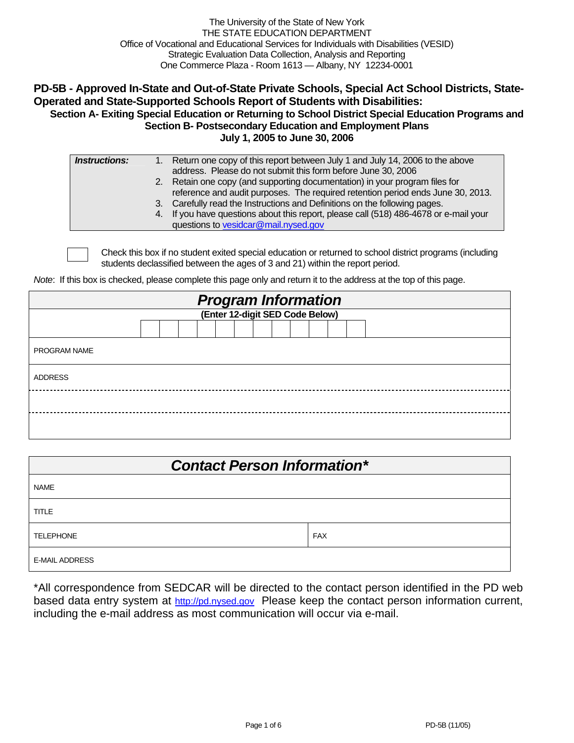The University of the State of New York
THE STATE EDUCATION DEPARTMENT
Office of Vocational and Educational Services for Individuals with Disabilities (VESID)
Strategic Evaluation Data Collection, Analysis and Reporting
One Commerce Plaza - Room 1613 — Albany, NY 12234-0001

## PD-5B - Approved In-State and Out-of-State Private Schools, Special Act School Districts, State-Operated and State-Supported Schools Report of Students with Disabilities:

### Section A- Exiting Special Education or Returning to School District Special Education Programs and Section B- Postsecondary Education and Employment Plans

### July 1, 2005 to June 30, 2006

| ***Instructions:*** | |
|---|---|
| | 1. Return one copy of this report between July 1 and July 14, 2006 to the above address. Please do not submit this form before June 30, 2006 |
| | 2. Retain one copy (and supporting documentation) in your program files for reference and audit purposes. The required retention period ends June 30, 2013. |
| | 3. Carefully read the Instructions and Definitions on the following pages. |
| | 4. If you have questions about this report, please call (518) 486-4678 or e-mail your questions to vesidcar@mail.nysed.gov |

☐ Check this box if no student exited special education or returned to school district programs (including students declassified between the ages of 3 and 21) within the report period.

*Note*: If this box is checked, please complete this page only and return it to the address at the top of this page.

| ***Program Information*** |
|---|
| **(Enter 12-digit SED Code Below)** |
| ☐☐☐☐☐☐☐☐☐☐☐☐ |
| PROGRAM NAME |
| ADDRESS |
| |
| |

| ***Contact Person Information**** | |
|---|---|
| NAME | |
| TITLE | |
| TELEPHONE | FAX |
| E-MAIL ADDRESS | |

*All correspondence from SEDCAR will be directed to the contact person identified in the PD web based data entry system at http://pd.nysed.gov Please keep the contact person information current, including the e-mail address as most communication will occur via e-mail.

PD-5B (11/05)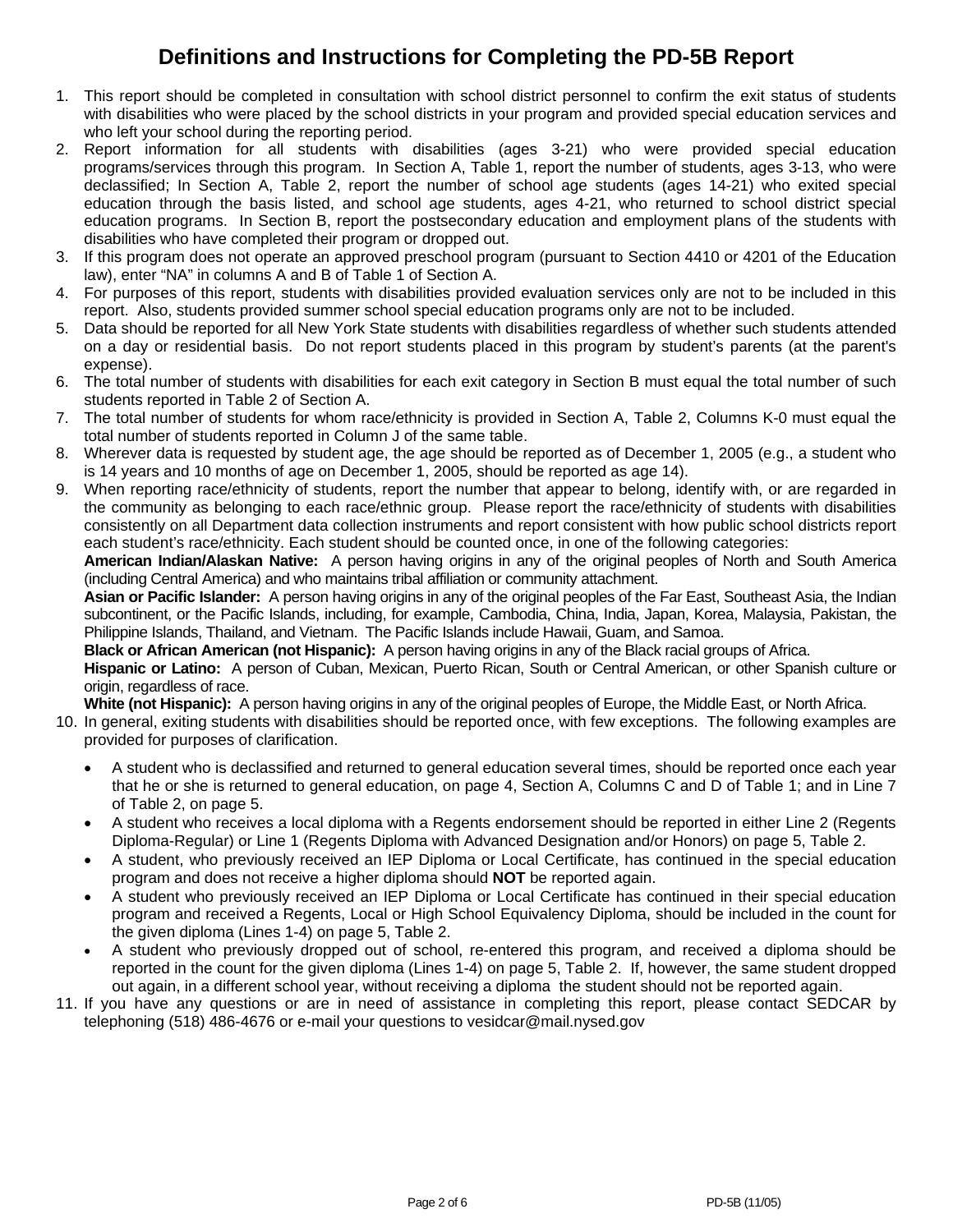# Definitions and Instructions for Completing the PD-5B Report

1. This report should be completed in consultation with school district personnel to confirm the exit status of students with disabilities who were placed by the school districts in your program and provided special education services and who left your school during the reporting period.
2. Report information for all students with disabilities (ages 3-21) who were provided special education programs/services through this program. In Section A, Table 1, report the number of students, ages 3-13, who were declassified; In Section A, Table 2, report the number of school age students (ages 14-21) who exited special education through the basis listed, and school age students, ages 4-21, who returned to school district special education programs. In Section B, report the postsecondary education and employment plans of the students with disabilities who have completed their program or dropped out.
3. If this program does not operate an approved preschool program (pursuant to Section 4410 or 4201 of the Education law), enter "NA" in columns A and B of Table 1 of Section A.
4. For purposes of this report, students with disabilities provided evaluation services only are not to be included in this report. Also, students provided summer school special education programs only are not to be included.
5. Data should be reported for all New York State students with disabilities regardless of whether such students attended on a day or residential basis. Do not report students placed in this program by student's parents (at the parent's expense).
6. The total number of students with disabilities for each exit category in Section B must equal the total number of such students reported in Table 2 of Section A.
7. The total number of students for whom race/ethnicity is provided in Section A, Table 2, Columns K-0 must equal the total number of students reported in Column J of the same table.
8. Wherever data is requested by student age, the age should be reported as of December 1, 2005 (e.g., a student who is 14 years and 10 months of age on December 1, 2005, should be reported as age 14).
9. When reporting race/ethnicity of students, report the number that appear to belong, identify with, or are regarded in the community as belonging to each race/ethnic group. Please report the race/ethnicity of students with disabilities consistently on all Department data collection instruments and report consistent with how public school districts report each student's race/ethnicity. Each student should be counted once, in one of the following categories:

   **American Indian/Alaskan Native:** A person having origins in any of the original peoples of North and South America (including Central America) and who maintains tribal affiliation or community attachment.

   **Asian or Pacific Islander:** A person having origins in any of the original peoples of the Far East, Southeast Asia, the Indian subcontinent, or the Pacific Islands, including, for example, Cambodia, China, India, Japan, Korea, Malaysia, Pakistan, the Philippine Islands, Thailand, and Vietnam. The Pacific Islands include Hawaii, Guam, and Samoa.

   **Black or African American (not Hispanic):** A person having origins in any of the Black racial groups of Africa.

   **Hispanic or Latino:** A person of Cuban, Mexican, Puerto Rican, South or Central American, or other Spanish culture or origin, regardless of race.

   **White (not Hispanic):** A person having origins in any of the original peoples of Europe, the Middle East, or North Africa.
10. In general, exiting students with disabilities should be reported once, with few exceptions. The following examples are provided for purposes of clarification.
    - A student who is declassified and returned to general education several times, should be reported once each year that he or she is returned to general education, on page 4, Section A, Columns C and D of Table 1; and in Line 7 of Table 2, on page 5.
    - A student who receives a local diploma with a Regents endorsement should be reported in either Line 2 (Regents Diploma-Regular) or Line 1 (Regents Diploma with Advanced Designation and/or Honors) on page 5, Table 2.
    - A student, who previously received an IEP Diploma or Local Certificate, has continued in the special education program and does not receive a higher diploma should **NOT** be reported again.
    - A student who previously received an IEP Diploma or Local Certificate has continued in their special education program and received a Regents, Local or High School Equivalency Diploma, should be included in the count for the given diploma (Lines 1-4) on page 5, Table 2.
    - A student who previously dropped out of school, re-entered this program, and received a diploma should be reported in the count for the given diploma (Lines 1-4) on page 5, Table 2. If, however, the same student dropped out again, in a different school year, without receiving a diploma the student should not be reported again.
11. If you have any questions or are in need of assistance in completing this report, please contact SEDCAR by telephoning (518) 486-4676 or e-mail your questions to vesidcar@mail.nysed.gov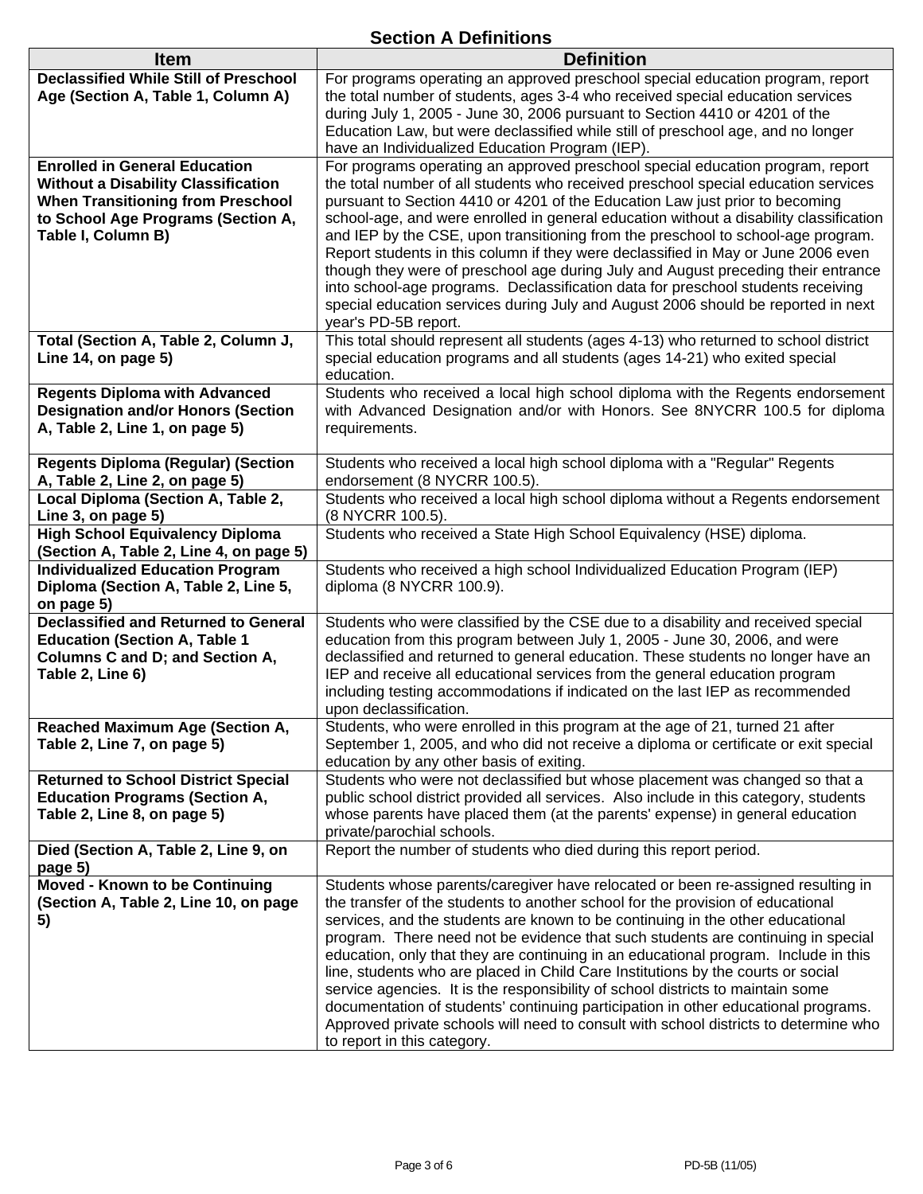## Section A Definitions

| Item | Definition |
|---|---|
| **Declassified While Still of Preschool Age (Section A, Table 1, Column A)** | For programs operating an approved preschool special education program, report the total number of students, ages 3-4 who received special education services during July 1, 2005 - June 30, 2006 pursuant to Section 4410 or 4201 of the Education Law, but were declassified while still of preschool age, and no longer have an Individualized Education Program (IEP). |
| **Enrolled in General Education Without a Disability Classification When Transitioning from Preschool to School Age Programs (Section A, Table I, Column B)** | For programs operating an approved preschool special education program, report the total number of all students who received preschool special education services pursuant to Section 4410 or 4201 of the Education Law just prior to becoming school-age, and were enrolled in general education without a disability classification and IEP by the CSE, upon transitioning from the preschool to school-age program. Report students in this column if they were declassified in May or June 2006 even though they were of preschool age during July and August preceding their entrance into school-age programs. Declassification data for preschool students receiving special education services during July and August 2006 should be reported in next year's PD-5B report. |
| **Total (Section A, Table 2, Column J, Line 14, on page 5)** | This total should represent all students (ages 4-13) who returned to school district special education programs and all students (ages 14-21) who exited special education. |
| **Regents Diploma with Advanced Designation and/or Honors (Section A, Table 2, Line 1, on page 5)** | Students who received a local high school diploma with the Regents endorsement with Advanced Designation and/or with Honors. See 8NYCRR 100.5 for diploma requirements. |
| **Regents Diploma (Regular) (Section A, Table 2, Line 2, on page 5)** | Students who received a local high school diploma with a "Regular" Regents endorsement (8 NYCRR 100.5). |
| **Local Diploma (Section A, Table 2, Line 3, on page 5)** | Students who received a local high school diploma without a Regents endorsement (8 NYCRR 100.5). |
| **High School Equivalency Diploma (Section A, Table 2, Line 4, on page 5)** | Students who received a State High School Equivalency (HSE) diploma. |
| **Individualized Education Program Diploma (Section A, Table 2, Line 5, on page 5)** | Students who received a high school Individualized Education Program (IEP) diploma (8 NYCRR 100.9). |
| **Declassified and Returned to General Education (Section A, Table 1 Columns C and D; and Section A, Table 2, Line 6)** | Students who were classified by the CSE due to a disability and received special education from this program between July 1, 2005 - June 30, 2006, and were declassified and returned to general education. These students no longer have an IEP and receive all educational services from the general education program including testing accommodations if indicated on the last IEP as recommended upon declassification. |
| **Reached Maximum Age (Section A, Table 2, Line 7, on page 5)** | Students, who were enrolled in this program at the age of 21, turned 21 after September 1, 2005, and who did not receive a diploma or certificate or exit special education by any other basis of exiting. |
| **Returned to School District Special Education Programs (Section A, Table 2, Line 8, on page 5)** | Students who were not declassified but whose placement was changed so that a public school district provided all services. Also include in this category, students whose parents have placed them (at the parents' expense) in general education private/parochial schools. |
| **Died (Section A, Table 2, Line 9, on page 5)** | Report the number of students who died during this report period. |
| **Moved - Known to be Continuing (Section A, Table 2, Line 10, on page 5)** | Students whose parents/caregiver have relocated or been re-assigned resulting in the transfer of the students to another school for the provision of educational services, and the students are known to be continuing in the other educational program. There need not be evidence that such students are continuing in special education, only that they are continuing in an educational program. Include in this line, students who are placed in Child Care Institutions by the courts or social service agencies. It is the responsibility of school districts to maintain some documentation of students' continuing participation in other educational programs. Approved private schools will need to consult with school districts to determine who to report in this category. |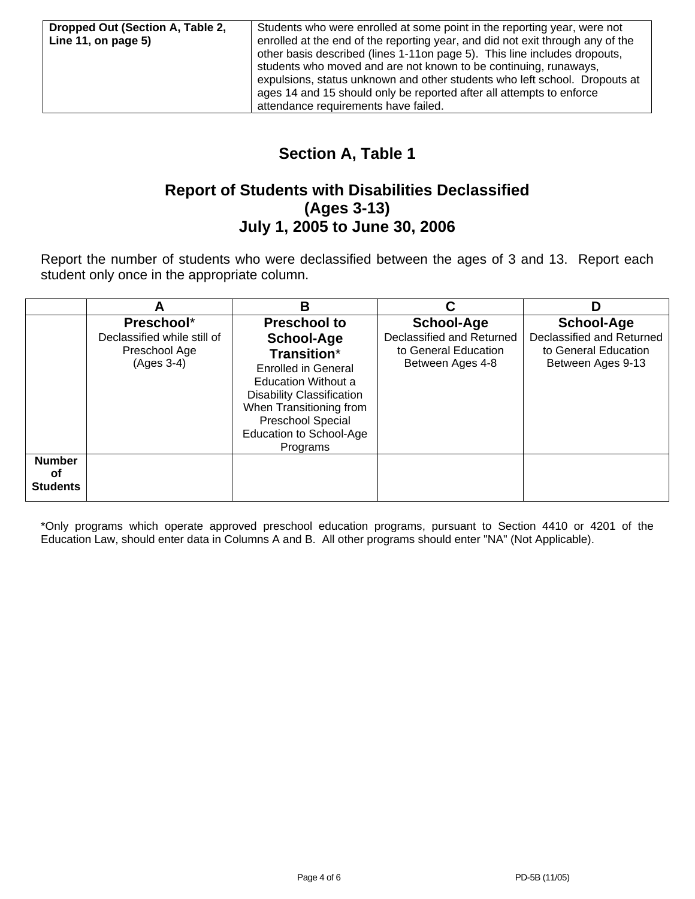| Dropped Out (Section A, Table 2, Line 11, on page 5) | Students who were enrolled at some point in the reporting year, were not enrolled at the end of the reporting year, and did not exit through any of the other basis described (lines 1-11on page 5). This line includes dropouts, students who moved and are not known to be continuing, runaways, expulsions, status unknown and other students who left school. Dropouts at ages 14 and 15 should only be reported after all attempts to enforce attendance requirements have failed. |
|---|---|

## Section A, Table 1

## Report of Students with Disabilities Declassified (Ages 3-13) July 1, 2005 to June 30, 2006

Report the number of students who were declassified between the ages of 3 and 13. Report each student only once in the appropriate column.

| | A | B | C | D |
|---|---|---|---|---|
| | **Preschool*** Declassified while still of Preschool Age (Ages 3-4) | **Preschool to School-Age Transition*** Enrolled in General Education Without a Disability Classification When Transitioning from Preschool Special Education to School-Age Programs | **School-Age** Declassified and Returned to General Education Between Ages 4-8 | **School-Age** Declassified and Returned to General Education Between Ages 9-13 |
| **Number of Students** | | | | |

*Only programs which operate approved preschool education programs, pursuant to Section 4410 or 4201 of the Education Law, should enter data in Columns A and B. All other programs should enter "NA" (Not Applicable).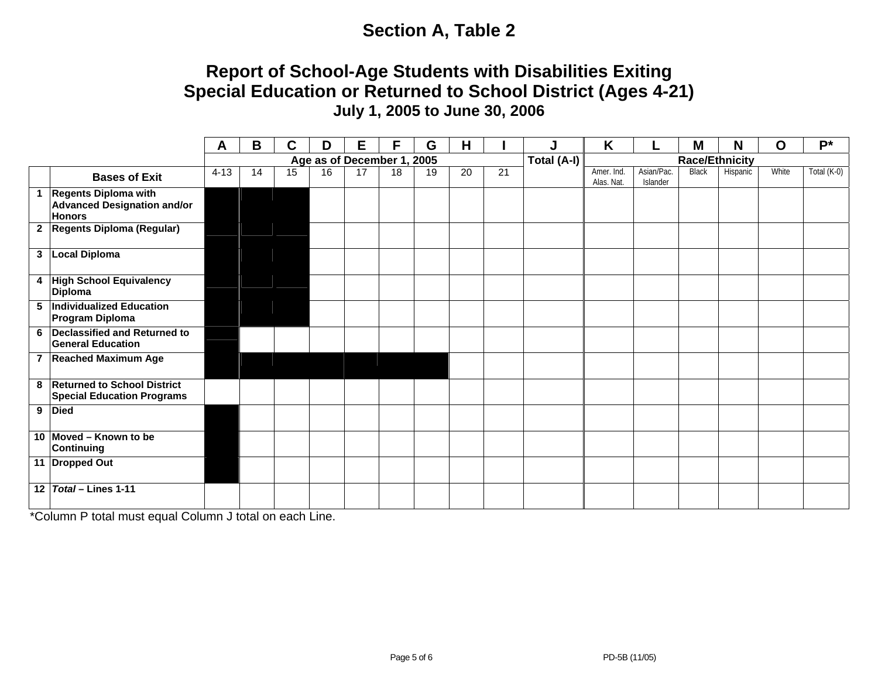# Section A, Table 2

## Report of School-Age Students with Disabilities Exiting Special Education or Returned to School District (Ages 4-21)

### July 1, 2005 to June 30, 2006

| | | A | B | C | D | E | F | G | H | I | J | K | L | M | N | O | P* |
|---|---|---|---|---|---|---|---|---|---|---|---|---|---|---|---|---|---|
| | | Age as of December 1, 2005 | | | | | | | | | Total (A-I) | Race/Ethnicity | | | | | |
| | **Bases of Exit** | 4-13 | 14 | 15 | 16 | 17 | 18 | 19 | 20 | 21 | | Amer. Ind. Alas. Nat. | Asian/Pac. Islander | Black | Hispanic | White | Total (K-0) |
| 1 | **Regents Diploma with Advanced Designation and/or Honors** | | | | | | | | | | | | | | | | |
| 2 | **Regents Diploma (Regular)** | | | | | | | | | | | | | | | | |
| 3 | **Local Diploma** | | | | | | | | | | | | | | | | |
| 4 | **High School Equivalency Diploma** | | | | | | | | | | | | | | | | |
| 5 | **Individualized Education Program Diploma** | | | | | | | | | | | | | | | | |
| 6 | **Declassified and Returned to General Education** | | | | | | | | | | | | | | | | |
| 7 | **Reached Maximum Age** | | | | | | | | | | | | | | | | |
| 8 | **Returned to School District Special Education Programs** | | | | | | | | | | | | | | | | |
| 9 | **Died** | | | | | | | | | | | | | | | | |
| 10 | **Moved – Known to be Continuing** | | | | | | | | | | | | | | | | |
| 11 | **Dropped Out** | | | | | | | | | | | | | | | | |
| 12 | ***Total* – Lines 1-11** | | | | | | | | | | | | | | | | |

*Column P total must equal Column J total on each Line.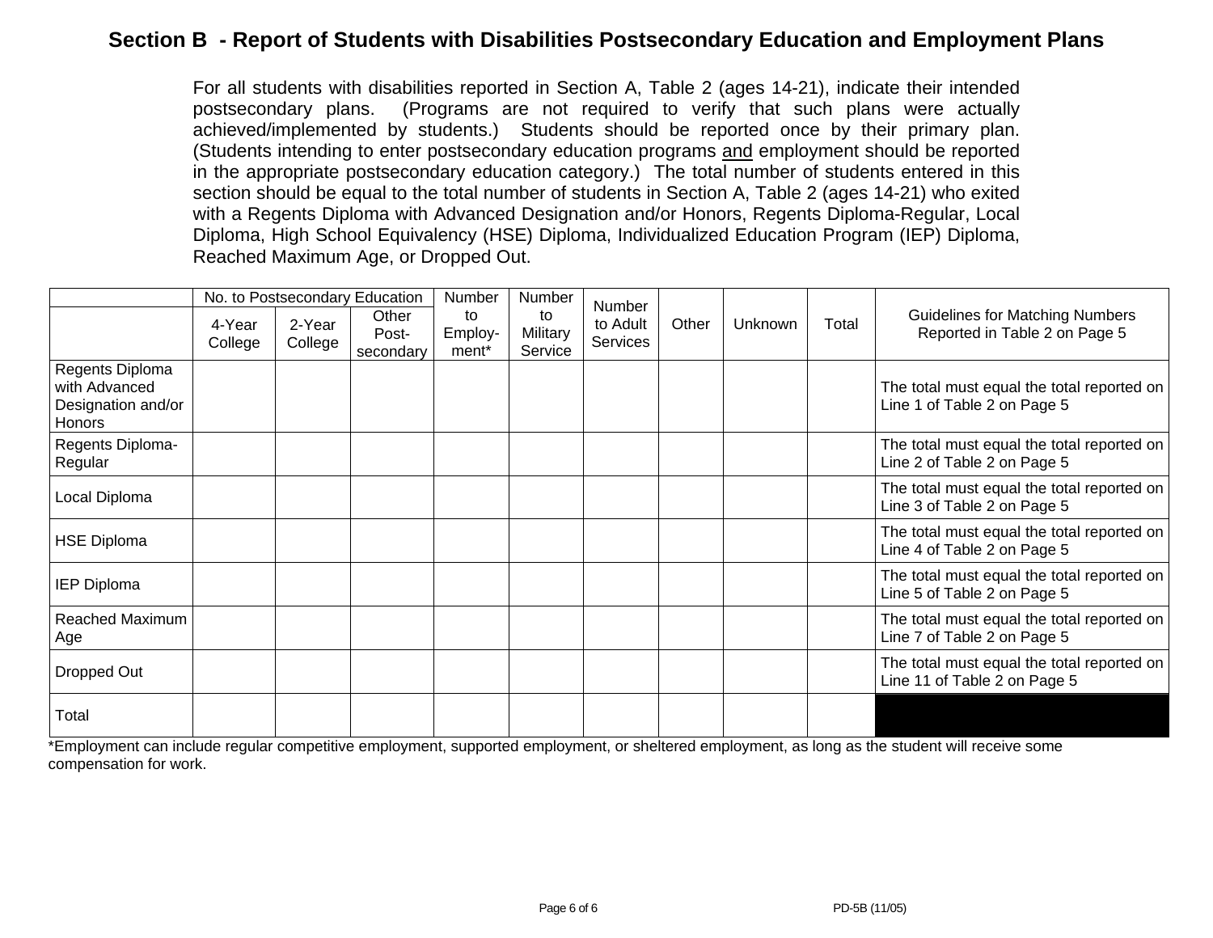## Section B - Report of Students with Disabilities Postsecondary Education and Employment Plans

For all students with disabilities reported in Section A, Table 2 (ages 14-21), indicate their intended postsecondary plans. (Programs are not required to verify that such plans were actually achieved/implemented by students.) Students should be reported once by their primary plan. (Students intending to enter postsecondary education programs and employment should be reported in the appropriate postsecondary education category.) The total number of students entered in this section should be equal to the total number of students in Section A, Table 2 (ages 14-21) who exited with a Regents Diploma with Advanced Designation and/or Honors, Regents Diploma-Regular, Local Diploma, High School Equivalency (HSE) Diploma, Individualized Education Program (IEP) Diploma, Reached Maximum Age, or Dropped Out.

| | No. to Postsecondary Education | | | Number to Employment* | Number to Military Service | Number to Adult Services | Other | Unknown | Total | Guidelines for Matching Numbers Reported in Table 2 on Page 5 |
|---|---|---|---|---|---|---|---|---|---|---|
| | 4-Year College | 2-Year College | Other Post-secondary | | | | | | | |
| Regents Diploma with Advanced Designation and/or Honors | | | | | | | | | | The total must equal the total reported on Line 1 of Table 2 on Page 5 |
| Regents Diploma-Regular | | | | | | | | | | The total must equal the total reported on Line 2 of Table 2 on Page 5 |
| Local Diploma | | | | | | | | | | The total must equal the total reported on Line 3 of Table 2 on Page 5 |
| HSE Diploma | | | | | | | | | | The total must equal the total reported on Line 4 of Table 2 on Page 5 |
| IEP Diploma | | | | | | | | | | The total must equal the total reported on Line 5 of Table 2 on Page 5 |
| Reached Maximum Age | | | | | | | | | | The total must equal the total reported on Line 7 of Table 2 on Page 5 |
| Dropped Out | | | | | | | | | | The total must equal the total reported on Line 11 of Table 2 on Page 5 |
| Total | | | | | | | | | | |

*Employment can include regular competitive employment, supported employment, or sheltered employment, as long as the student will receive some compensation for work.

PD-5B (11/05)